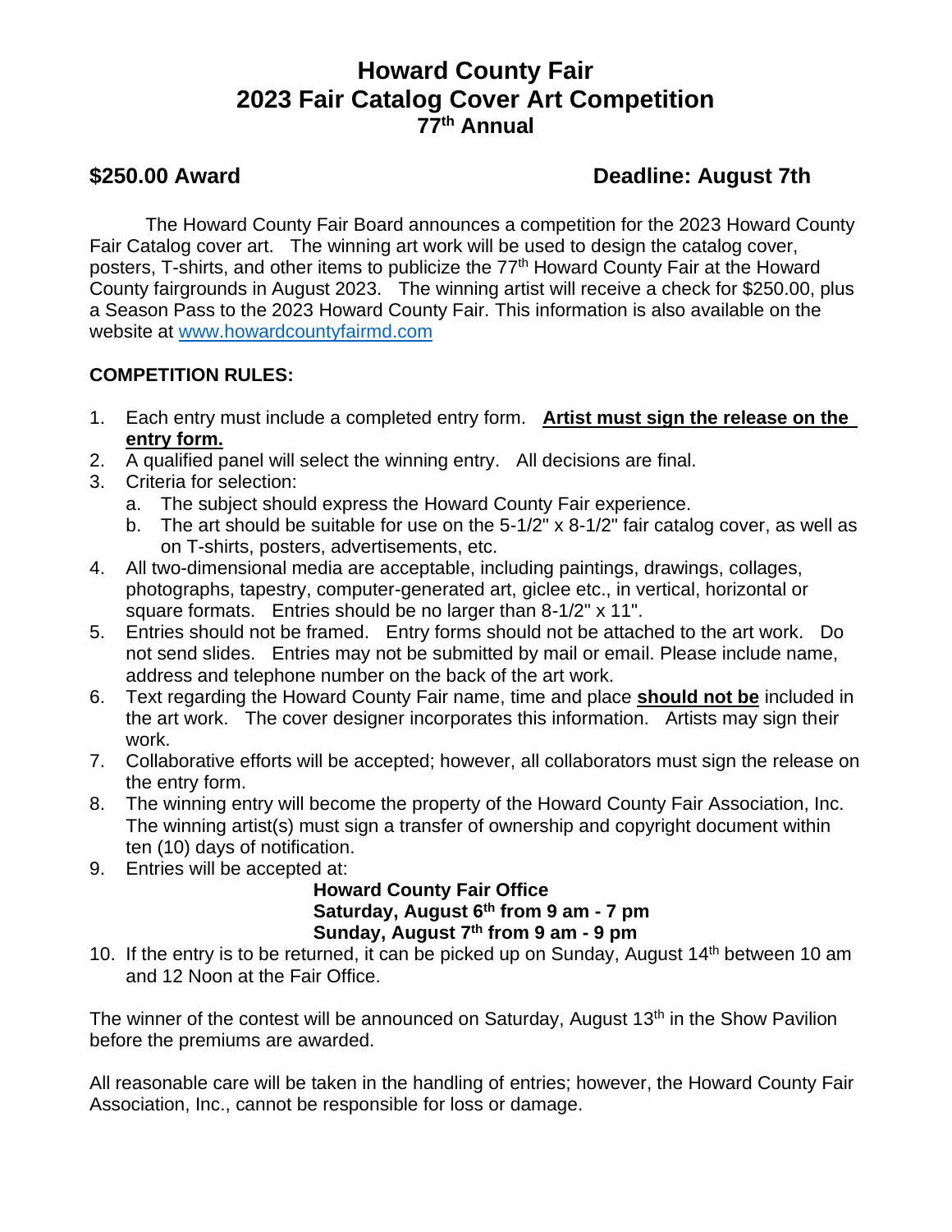# Howard County Fair
# 2023 Fair Catalog Cover Art Competition
## 77th Annual

**$250.00 Award** **Deadline: August 7th**

The Howard County Fair Board announces a competition for the 2023 Howard County Fair Catalog cover art. The winning art work will be used to design the catalog cover, posters, T-shirts, and other items to publicize the 77th Howard County Fair at the Howard County fairgrounds in August 2023. The winning artist will receive a check for $250.00, plus a Season Pass to the 2023 Howard County Fair. This information is also available on the website at www.howardcountyfairmd.com

**COMPETITION RULES:**

1. Each entry must include a completed entry form. **Artist must sign the release on the entry form.**
2. A qualified panel will select the winning entry. All decisions are final.
3. Criteria for selection:
   a. The subject should express the Howard County Fair experience.
   b. The art should be suitable for use on the 5-1/2" x 8-1/2" fair catalog cover, as well as on T-shirts, posters, advertisements, etc.
4. All two-dimensional media are acceptable, including paintings, drawings, collages, photographs, tapestry, computer-generated art, giclee etc., in vertical, horizontal or square formats. Entries should be no larger than 8-1/2" x 11".
5. Entries should not be framed. Entry forms should not be attached to the art work. Do not send slides. Entries may not be submitted by mail or email. Please include name, address and telephone number on the back of the art work.
6. Text regarding the Howard County Fair name, time and place **should not be** included in the art work. The cover designer incorporates this information. Artists may sign their work.
7. Collaborative efforts will be accepted; however, all collaborators must sign the release on the entry form.
8. The winning entry will become the property of the Howard County Fair Association, Inc. The winning artist(s) must sign a transfer of ownership and copyright document within ten (10) days of notification.
9. Entries will be accepted at:

   **Howard County Fair Office**
   **Saturday, August 6th from 9 am - 7 pm**
   **Sunday, August 7th from 9 am - 9 pm**

10. If the entry is to be returned, it can be picked up on Sunday, August 14th between 10 am and 12 Noon at the Fair Office.

The winner of the contest will be announced on Saturday, August 13th in the Show Pavilion before the premiums are awarded.

All reasonable care will be taken in the handling of entries; however, the Howard County Fair Association, Inc., cannot be responsible for loss or damage.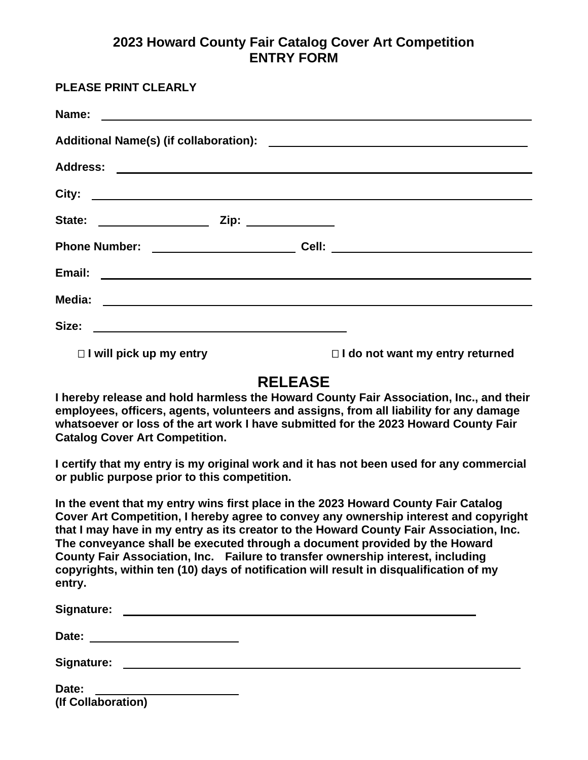## 2023 Howard County Fair Catalog Cover Art Competition
## ENTRY FORM

**PLEASE PRINT CLEARLY**

**Name:** \_\_\_\_\_\_\_\_\_\_\_\_\_\_\_\_\_\_\_\_\_\_\_\_\_\_\_\_\_\_\_\_\_\_\_\_\_\_\_\_

**Additional Name(s) (if collaboration):** \_\_\_\_\_\_\_\_\_\_\_\_\_\_\_\_\_\_\_\_\_\_\_\_\_\_\_\_

**Address:** \_\_\_\_\_\_\_\_\_\_\_\_\_\_\_\_\_\_\_\_\_\_\_\_\_\_\_\_\_\_\_\_\_\_\_\_\_\_\_\_

**City:** \_\_\_\_\_\_\_\_\_\_\_\_\_\_\_\_\_\_\_\_\_\_\_\_\_\_\_\_\_\_\_\_\_\_\_\_\_\_\_\_

**State:** \_\_\_\_\_\_\_\_\_\_\_\_ **Zip:** \_\_\_\_\_\_\_\_\_\_

**Phone Number:** \_\_\_\_\_\_\_\_\_\_\_\_\_\_\_\_ **Cell:** \_\_\_\_\_\_\_\_\_\_\_\_\_\_\_\_\_\_\_\_

**Email:** \_\_\_\_\_\_\_\_\_\_\_\_\_\_\_\_\_\_\_\_\_\_\_\_\_\_\_\_\_\_\_\_\_\_\_\_\_\_\_\_

**Media:** \_\_\_\_\_\_\_\_\_\_\_\_\_\_\_\_\_\_\_\_\_\_\_\_\_\_\_\_\_\_\_\_\_\_\_\_\_\_\_\_

**Size:** \_\_\_\_\_\_\_\_\_\_\_\_\_\_\_\_\_\_\_\_\_\_\_\_\_\_\_\_

☐ **I will pick up my entry** ☐ **I do not want my entry returned**

## RELEASE

**I hereby release and hold harmless the Howard County Fair Association, Inc., and their employees, officers, agents, volunteers and assigns, from all liability for any damage whatsoever or loss of the art work I have submitted for the 2023 Howard County Fair Catalog Cover Art Competition.**

**I certify that my entry is my original work and it has not been used for any commercial or public purpose prior to this competition.**

**In the event that my entry wins first place in the 2023 Howard County Fair Catalog Cover Art Competition, I hereby agree to convey any ownership interest and copyright that I may have in my entry as its creator to the Howard County Fair Association, Inc. The conveyance shall be executed through a document provided by the Howard County Fair Association, Inc. Failure to transfer ownership interest, including copyrights, within ten (10) days of notification will result in disqualification of my entry.**

**Signature:** \_\_\_\_\_\_\_\_\_\_\_\_\_\_\_\_\_\_\_\_\_\_\_\_\_\_\_\_\_\_\_\_\_\_\_\_

**Date:** \_\_\_\_\_\_\_\_\_\_\_\_\_\_\_\_

**Signature:** \_\_\_\_\_\_\_\_\_\_\_\_\_\_\_\_\_\_\_\_\_\_\_\_\_\_\_\_\_\_\_\_\_\_\_\_

**Date:** \_\_\_\_\_\_\_\_\_\_\_\_\_\_\_\_
**(If Collaboration)**